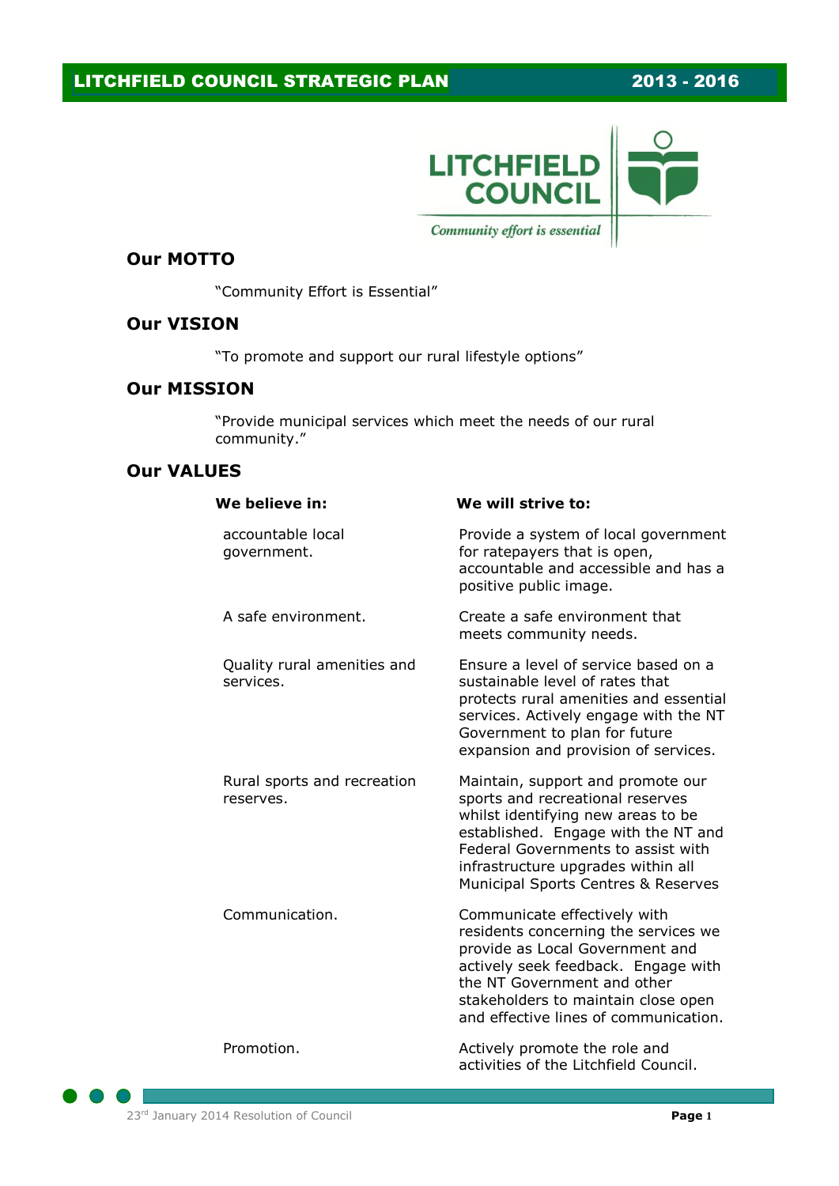# LITCHFIELD COUNCIL STRATEGIC PLAN 2013 - 2016

## Our MOTTO

"Community Effort is Essential"

## Our VISION

"To promote and support our rural lifestyle options"

## Our MISSION

"Provide municipal services which meet the needs of our rural community."

## Our VALUES

| We believe in: | We will strive to: |
|---|---|
| accountable local government. | Provide a system of local government for ratepayers that is open, accountable and accessible and has a positive public image. |
| A safe environment. | Create a safe environment that meets community needs. |
| Quality rural amenities and services. | Ensure a level of service based on a sustainable level of rates that protects rural amenities and essential services. Actively engage with the NT Government to plan for future expansion and provision of services. |
| Rural sports and recreation reserves. | Maintain, support and promote our sports and recreational reserves whilst identifying new areas to be established. Engage with the NT and Federal Governments to assist with infrastructure upgrades within all Municipal Sports Centres & Reserves |
| Communication. | Communicate effectively with residents concerning the services we provide as Local Government and actively seek feedback. Engage with the NT Government and other stakeholders to maintain close open and effective lines of communication. |
| Promotion. | Actively promote the role and activities of the Litchfield Council. |

23rd January 2014 Resolution of Council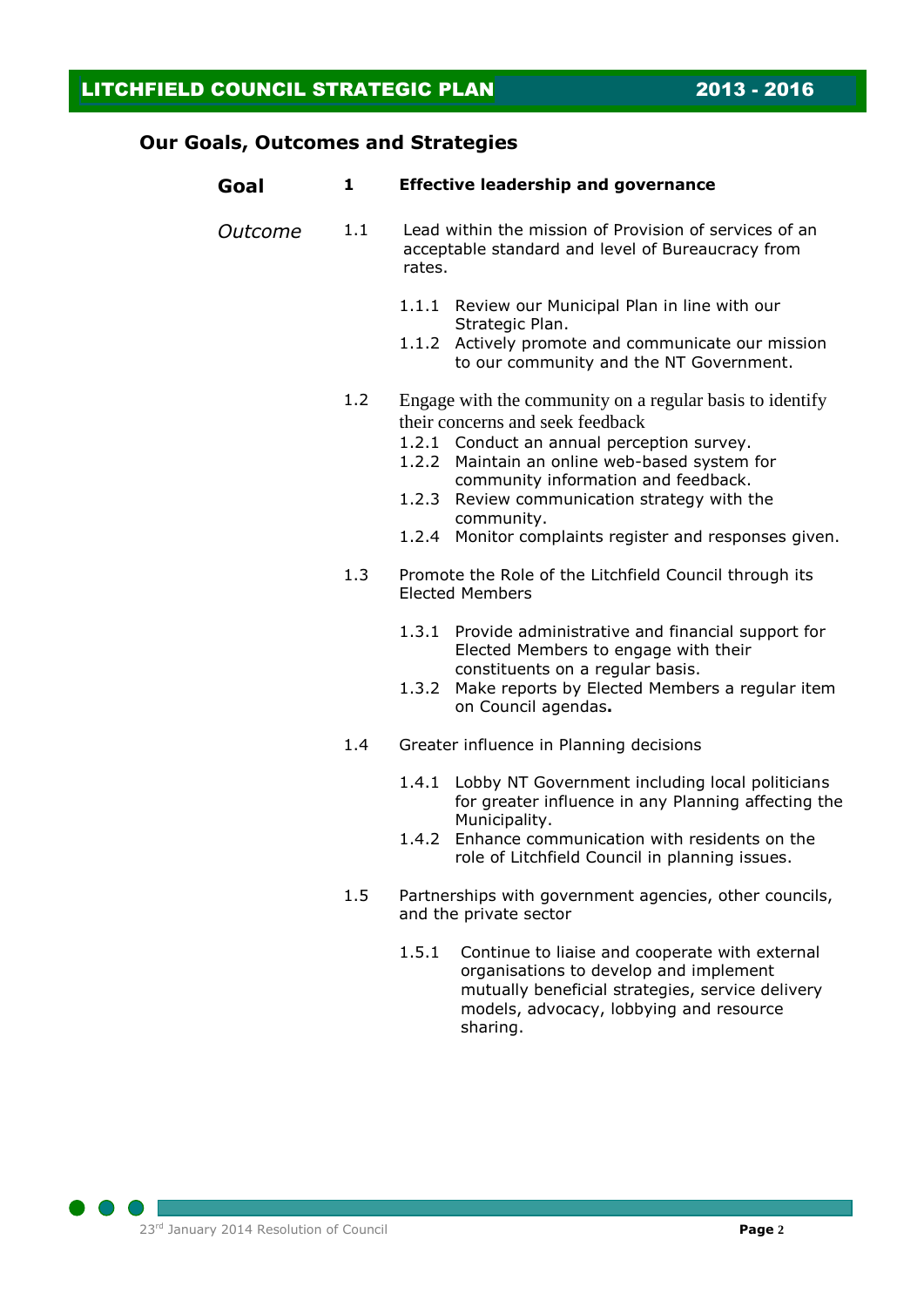## Our Goals, Outcomes and Strategies

**Goal** **1** **Effective leadership and governance**

*Outcome* 1.1 Lead within the mission of Provision of services of an acceptable standard and level of Bureaucracy from rates.

- 1.1.1 Review our Municipal Plan in line with our Strategic Plan.
- 1.1.2 Actively promote and communicate our mission to our community and the NT Government.

1.2 Engage with the community on a regular basis to identify their concerns and seek feedback

- 1.2.1 Conduct an annual perception survey.
- 1.2.2 Maintain an online web-based system for community information and feedback.
- 1.2.3 Review communication strategy with the community.
- 1.2.4 Monitor complaints register and responses given.

1.3 Promote the Role of the Litchfield Council through its Elected Members

- 1.3.1 Provide administrative and financial support for Elected Members to engage with their constituents on a regular basis.
- 1.3.2 Make reports by Elected Members a regular item on Council agendas**.**

1.4 Greater influence in Planning decisions

- 1.4.1 Lobby NT Government including local politicians for greater influence in any Planning affecting the Municipality.
- 1.4.2 Enhance communication with residents on the role of Litchfield Council in planning issues.

1.5 Partnerships with government agencies, other councils, and the private sector

- 1.5.1 Continue to liaise and cooperate with external organisations to develop and implement mutually beneficial strategies, service delivery models, advocacy, lobbying and resource sharing.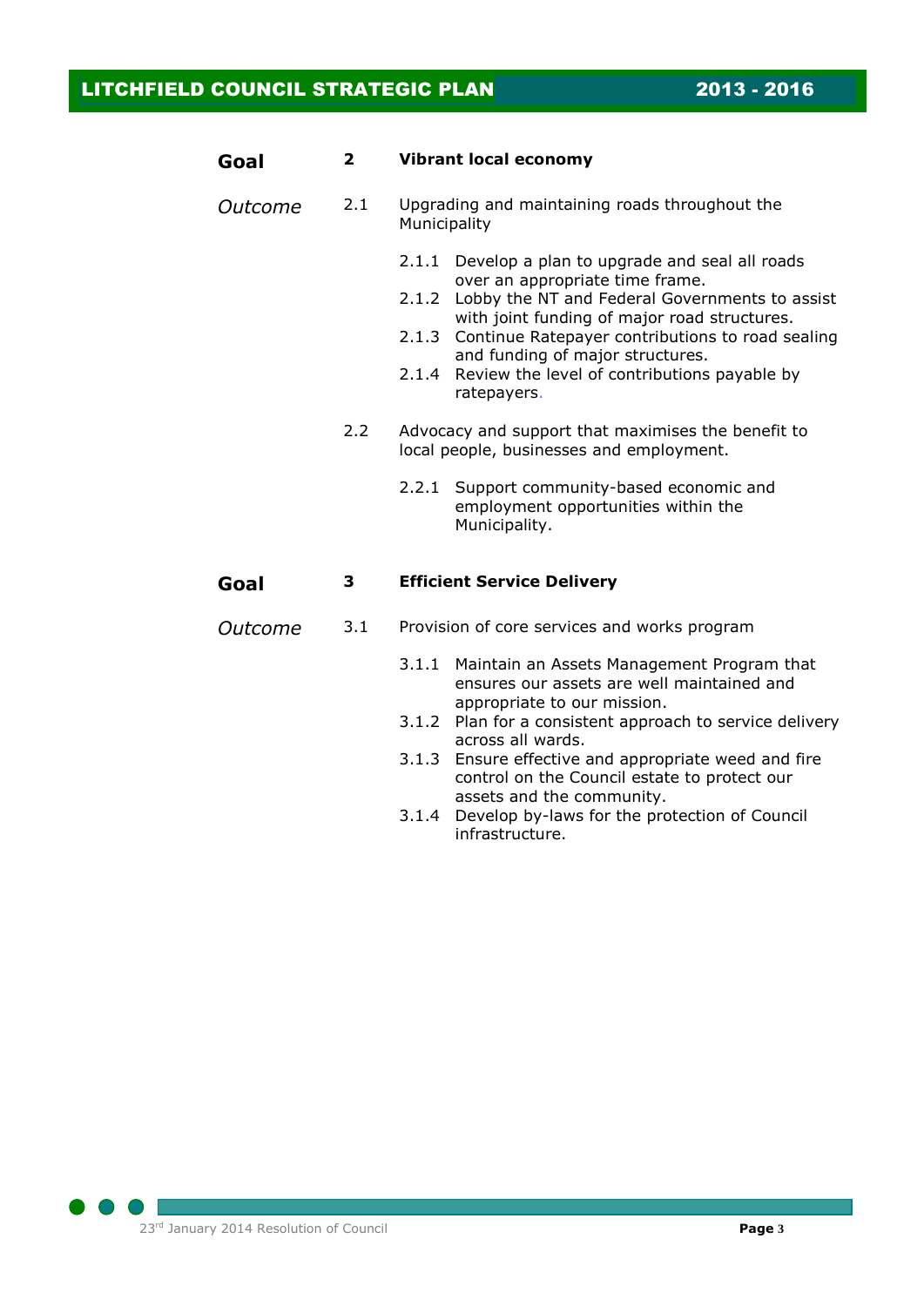## Goal 2 Vibrant local economy

*Outcome* 2.1 Upgrading and maintaining roads throughout the Municipality

- 2.1.1 Develop a plan to upgrade and seal all roads over an appropriate time frame.
- 2.1.2 Lobby the NT and Federal Governments to assist with joint funding of major road structures.
- 2.1.3 Continue Ratepayer contributions to road sealing and funding of major structures.
- 2.1.4 Review the level of contributions payable by ratepayers.

2.2 Advocacy and support that maximises the benefit to local people, businesses and employment.

- 2.2.1 Support community-based economic and employment opportunities within the Municipality.

## Goal 3 Efficient Service Delivery

*Outcome* 3.1 Provision of core services and works program

- 3.1.1 Maintain an Assets Management Program that ensures our assets are well maintained and appropriate to our mission.
- 3.1.2 Plan for a consistent approach to service delivery across all wards.
- 3.1.3 Ensure effective and appropriate weed and fire control on the Council estate to protect our assets and the community.
- 3.1.4 Develop by-laws for the protection of Council infrastructure.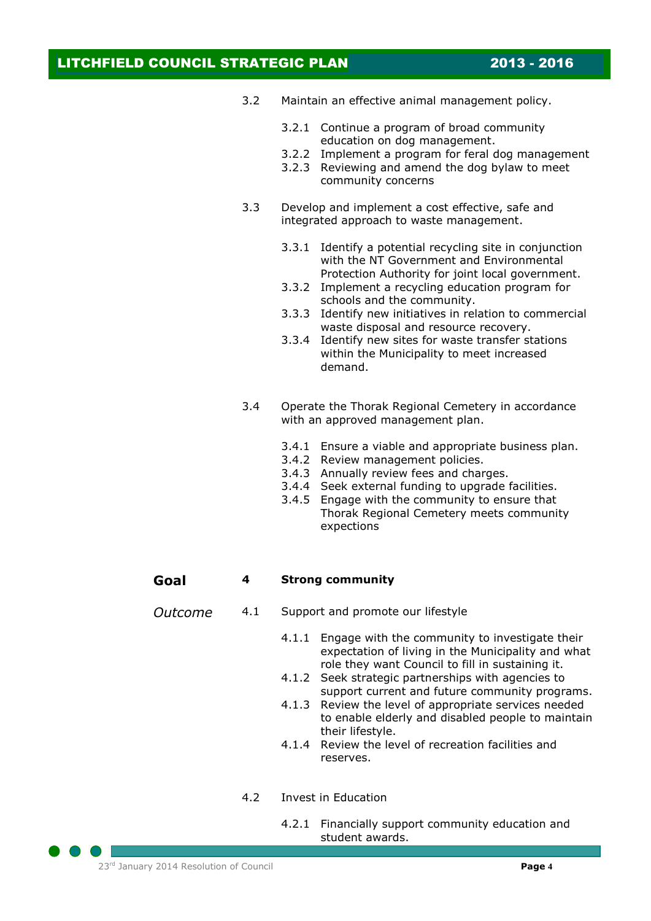3.2 Maintain an effective animal management policy.

- 3.2.1 Continue a program of broad community education on dog management.
- 3.2.2 Implement a program for feral dog management
- 3.2.3 Reviewing and amend the dog bylaw to meet community concerns

3.3 Develop and implement a cost effective, safe and integrated approach to waste management.

- 3.3.1 Identify a potential recycling site in conjunction with the NT Government and Environmental Protection Authority for joint local government.
- 3.3.2 Implement a recycling education program for schools and the community.
- 3.3.3 Identify new initiatives in relation to commercial waste disposal and resource recovery.
- 3.3.4 Identify new sites for waste transfer stations within the Municipality to meet increased demand.

3.4 Operate the Thorak Regional Cemetery in accordance with an approved management plan.

- 3.4.1 Ensure a viable and appropriate business plan.
- 3.4.2 Review management policies.
- 3.4.3 Annually review fees and charges.
- 3.4.4 Seek external funding to upgrade facilities.
- 3.4.5 Engage with the community to ensure that Thorak Regional Cemetery meets community expections

## Goal 4 Strong community

*Outcome* 4.1 Support and promote our lifestyle

- 4.1.1 Engage with the community to investigate their expectation of living in the Municipality and what role they want Council to fill in sustaining it.
- 4.1.2 Seek strategic partnerships with agencies to support current and future community programs.
- 4.1.3 Review the level of appropriate services needed to enable elderly and disabled people to maintain their lifestyle.
- 4.1.4 Review the level of recreation facilities and reserves.

4.2 Invest in Education

- 4.2.1 Financially support community education and student awards.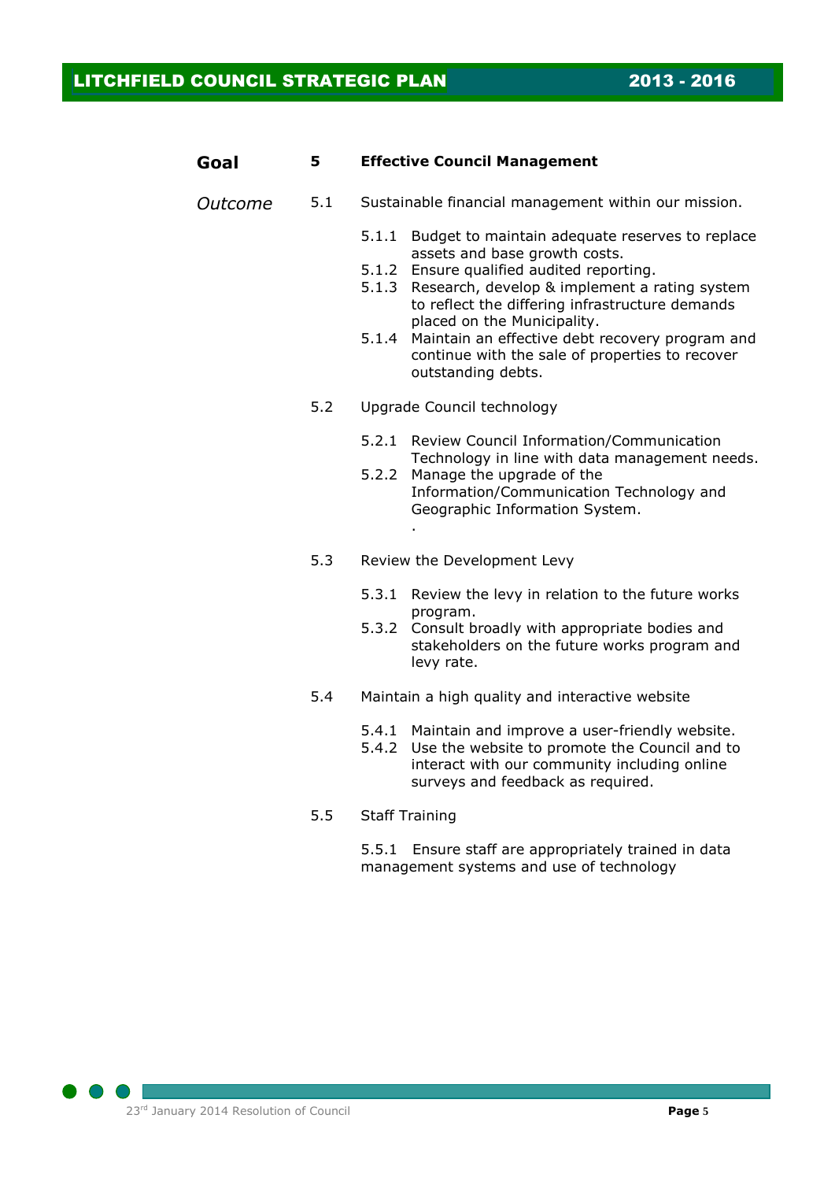## Goal 5 Effective Council Management

*Outcome* 5.1 Sustainable financial management within our mission.

- 5.1.1 Budget to maintain adequate reserves to replace assets and base growth costs.
- 5.1.2 Ensure qualified audited reporting.
- 5.1.3 Research, develop & implement a rating system to reflect the differing infrastructure demands placed on the Municipality.
- 5.1.4 Maintain an effective debt recovery program and continue with the sale of properties to recover outstanding debts.

5.2 Upgrade Council technology

- 5.2.1 Review Council Information/Communication Technology in line with data management needs.
- 5.2.2 Manage the upgrade of the Information/Communication Technology and Geographic Information System.

5.3 Review the Development Levy

- 5.3.1 Review the levy in relation to the future works program.
- 5.3.2 Consult broadly with appropriate bodies and stakeholders on the future works program and levy rate.

5.4 Maintain a high quality and interactive website

- 5.4.1 Maintain and improve a user-friendly website.
- 5.4.2 Use the website to promote the Council and to interact with our community including online surveys and feedback as required.

5.5 Staff Training

- 5.5.1 Ensure staff are appropriately trained in data management systems and use of technology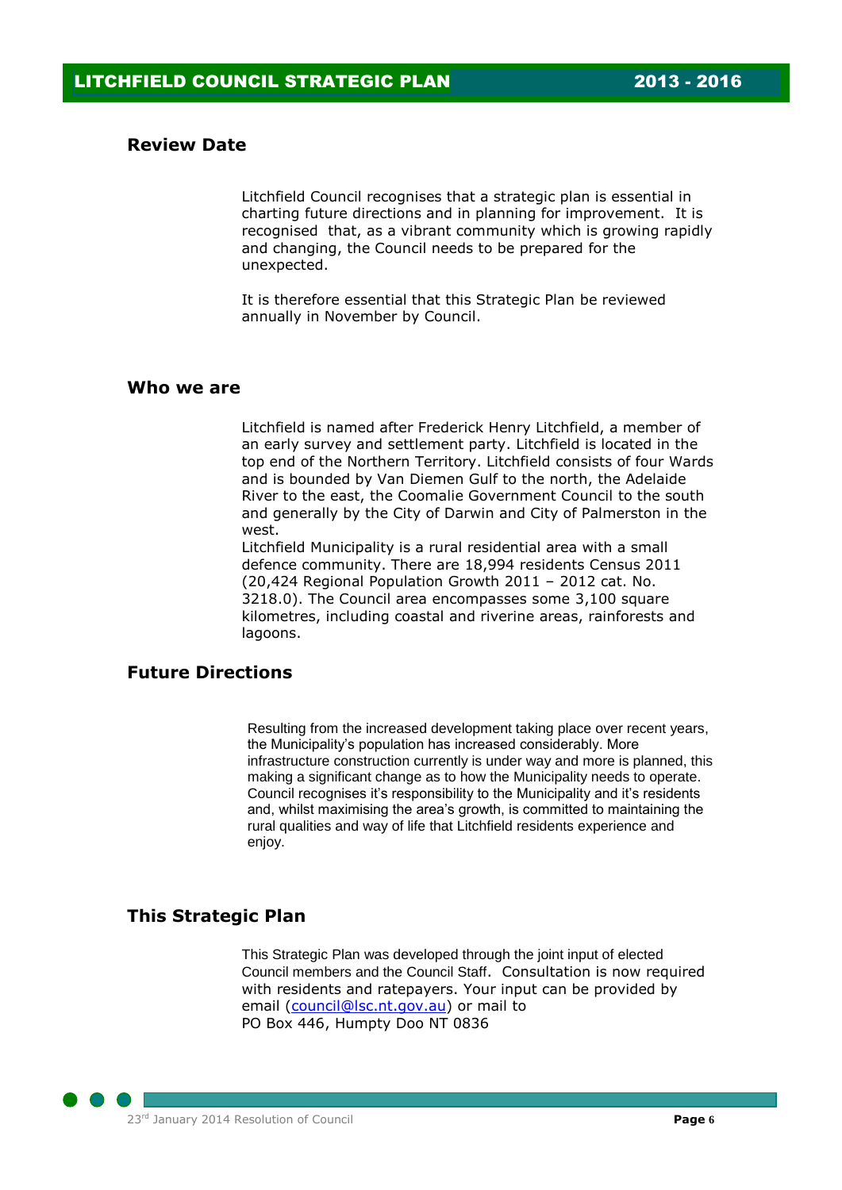## Review Date

Litchfield Council recognises that a strategic plan is essential in charting future directions and in planning for improvement. It is recognised that, as a vibrant community which is growing rapidly and changing, the Council needs to be prepared for the unexpected.

It is therefore essential that this Strategic Plan be reviewed annually in November by Council.

## Who we are

Litchfield is named after Frederick Henry Litchfield, a member of an early survey and settlement party. Litchfield is located in the top end of the Northern Territory. Litchfield consists of four Wards and is bounded by Van Diemen Gulf to the north, the Adelaide River to the east, the Coomalie Government Council to the south and generally by the City of Darwin and City of Palmerston in the west.

Litchfield Municipality is a rural residential area with a small defence community. There are 18,994 residents Census 2011 (20,424 Regional Population Growth 2011 – 2012 cat. No. 3218.0). The Council area encompasses some 3,100 square kilometres, including coastal and riverine areas, rainforests and lagoons.

## Future Directions

Resulting from the increased development taking place over recent years, the Municipality's population has increased considerably. More infrastructure construction currently is under way and more is planned, this making a significant change as to how the Municipality needs to operate. Council recognises it's responsibility to the Municipality and it's residents and, whilst maximising the area's growth, is committed to maintaining the rural qualities and way of life that Litchfield residents experience and enjoy.

## This Strategic Plan

This Strategic Plan was developed through the joint input of elected Council members and the Council Staff. Consultation is now required with residents and ratepayers. Your input can be provided by email (council@lsc.nt.gov.au) or mail to
PO Box 446, Humpty Doo NT 0836